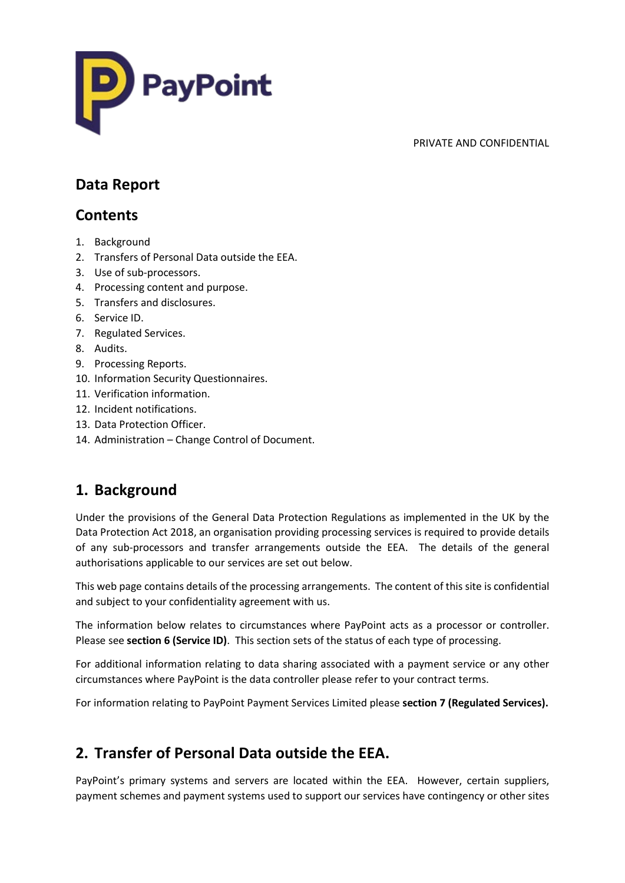PayPoint

PRIVATE AND CONFIDENTIAL

# Data Report

## Contents

1. Background
2. Transfers of Personal Data outside the EEA.
3. Use of sub-processors.
4. Processing content and purpose.
5. Transfers and disclosures.
6. Service ID.
7. Regulated Services.
8. Audits.
9. Processing Reports.
10. Information Security Questionnaires.
11. Verification information.
12. Incident notifications.
13. Data Protection Officer.
14. Administration – Change Control of Document.

## 1. Background

Under the provisions of the General Data Protection Regulations as implemented in the UK by the Data Protection Act 2018, an organisation providing processing services is required to provide details of any sub-processors and transfer arrangements outside the EEA. The details of the general authorisations applicable to our services are set out below.

This web page contains details of the processing arrangements. The content of this site is confidential and subject to your confidentiality agreement with us.

The information below relates to circumstances where PayPoint acts as a processor or controller. Please see **section 6 (Service ID)**. This section sets of the status of each type of processing.

For additional information relating to data sharing associated with a payment service or any other circumstances where PayPoint is the data controller please refer to your contract terms.

For information relating to PayPoint Payment Services Limited please **section 7 (Regulated Services).**

## 2. Transfer of Personal Data outside the EEA.

PayPoint's primary systems and servers are located within the EEA. However, certain suppliers, payment schemes and payment systems used to support our services have contingency or other sites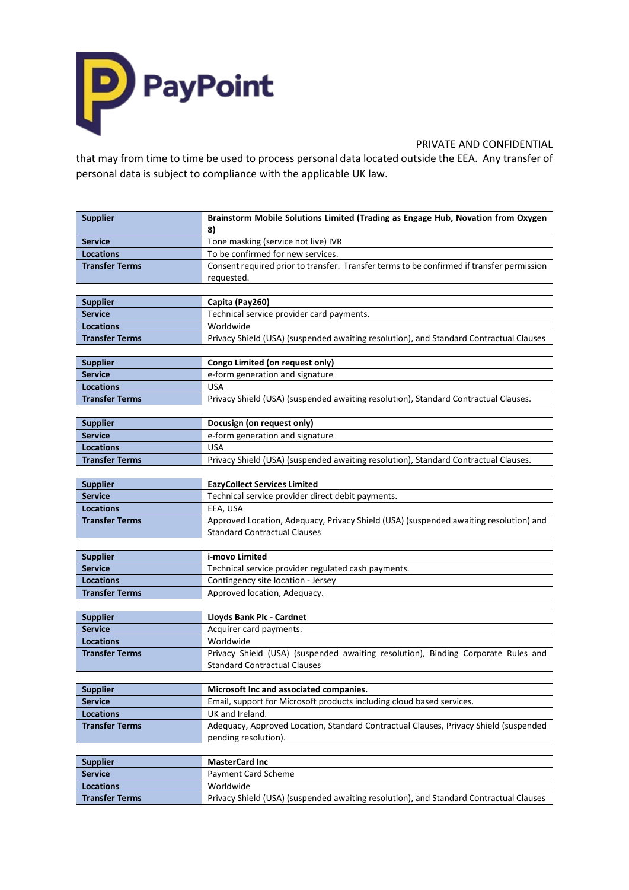PRIVATE AND CONFIDENTIAL

that may from time to time be used to process personal data located outside the EEA. Any transfer of personal data is subject to compliance with the applicable UK law.

| **Supplier** | **Brainstorm Mobile Solutions Limited (Trading as Engage Hub, Novation from Oxygen 8)** |
|---|---|
| **Service** | Tone masking (service not live) IVR |
| **Locations** | To be confirmed for new services. |
| **Transfer Terms** | Consent required prior to transfer. Transfer terms to be confirmed if transfer permission requested. |
| | |
| **Supplier** | **Capita (Pay260)** |
| **Service** | Technical service provider card payments. |
| **Locations** | Worldwide |
| **Transfer Terms** | Privacy Shield (USA) (suspended awaiting resolution), and Standard Contractual Clauses |
| | |
| **Supplier** | **Congo Limited (on request only)** |
| **Service** | e-form generation and signature |
| **Locations** | USA |
| **Transfer Terms** | Privacy Shield (USA) (suspended awaiting resolution), Standard Contractual Clauses. |
| | |
| **Supplier** | **Docusign (on request only)** |
| **Service** | e-form generation and signature |
| **Locations** | USA |
| **Transfer Terms** | Privacy Shield (USA) (suspended awaiting resolution), Standard Contractual Clauses. |
| | |
| **Supplier** | **EazyCollect Services Limited** |
| **Service** | Technical service provider direct debit payments. |
| **Locations** | EEA, USA |
| **Transfer Terms** | Approved Location, Adequacy, Privacy Shield (USA) (suspended awaiting resolution) and Standard Contractual Clauses |
| | |
| **Supplier** | **i-movo Limited** |
| **Service** | Technical service provider regulated cash payments. |
| **Locations** | Contingency site location - Jersey |
| **Transfer Terms** | Approved location, Adequacy. |
| | |
| **Supplier** | **Lloyds Bank Plc - Cardnet** |
| **Service** | Acquirer card payments. |
| **Locations** | Worldwide |
| **Transfer Terms** | Privacy Shield (USA) (suspended awaiting resolution), Binding Corporate Rules and Standard Contractual Clauses |
| | |
| **Supplier** | **Microsoft Inc and associated companies.** |
| **Service** | Email, support for Microsoft products including cloud based services. |
| **Locations** | UK and Ireland. |
| **Transfer Terms** | Adequacy, Approved Location, Standard Contractual Clauses, Privacy Shield (suspended pending resolution). |
| | |
| **Supplier** | **MasterCard Inc** |
| **Service** | Payment Card Scheme |
| **Locations** | Worldwide |
| **Transfer Terms** | Privacy Shield (USA) (suspended awaiting resolution), and Standard Contractual Clauses |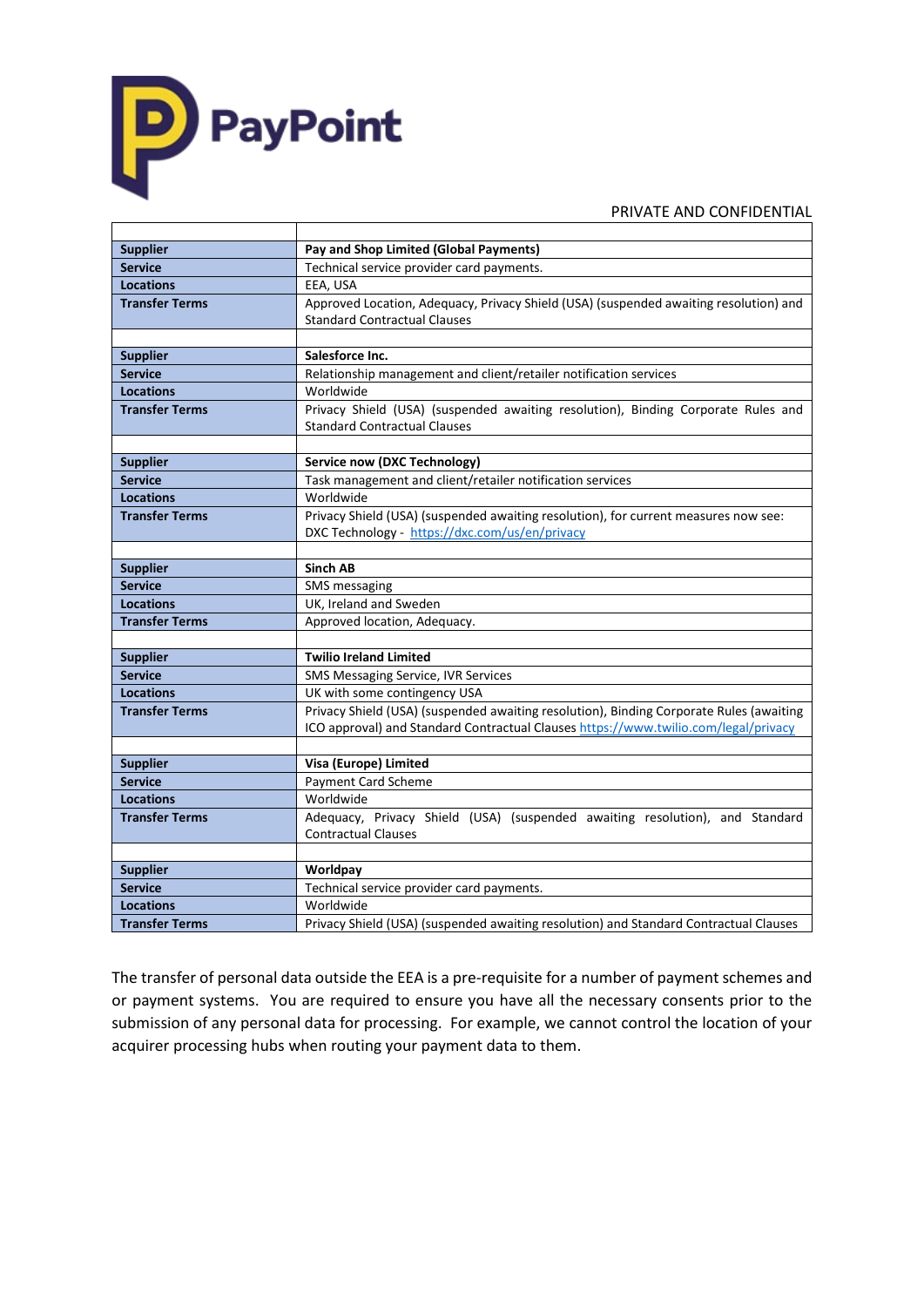PRIVATE AND CONFIDENTIAL

| | |
|---|---|
| **Supplier** | **Pay and Shop Limited (Global Payments)** |
| **Service** | Technical service provider card payments. |
| **Locations** | EEA, USA |
| **Transfer Terms** | Approved Location, Adequacy, Privacy Shield (USA) (suspended awaiting resolution) and Standard Contractual Clauses |
| | |
| **Supplier** | **Salesforce Inc.** |
| **Service** | Relationship management and client/retailer notification services |
| **Locations** | Worldwide |
| **Transfer Terms** | Privacy Shield (USA) (suspended awaiting resolution), Binding Corporate Rules and Standard Contractual Clauses |
| | |
| **Supplier** | **Service now (DXC Technology)** |
| **Service** | Task management and client/retailer notification services |
| **Locations** | Worldwide |
| **Transfer Terms** | Privacy Shield (USA) (suspended awaiting resolution), for current measures now see: DXC Technology - https://dxc.com/us/en/privacy |
| | |
| **Supplier** | **Sinch AB** |
| **Service** | SMS messaging |
| **Locations** | UK, Ireland and Sweden |
| **Transfer Terms** | Approved location, Adequacy. |
| | |
| **Supplier** | **Twilio Ireland Limited** |
| **Service** | SMS Messaging Service, IVR Services |
| **Locations** | UK with some contingency USA |
| **Transfer Terms** | Privacy Shield (USA) (suspended awaiting resolution), Binding Corporate Rules (awaiting ICO approval) and Standard Contractual Clauses https://www.twilio.com/legal/privacy |
| | |
| **Supplier** | **Visa (Europe) Limited** |
| **Service** | Payment Card Scheme |
| **Locations** | Worldwide |
| **Transfer Terms** | Adequacy, Privacy Shield (USA) (suspended awaiting resolution), and Standard Contractual Clauses |
| | |
| **Supplier** | **Worldpay** |
| **Service** | Technical service provider card payments. |
| **Locations** | Worldwide |
| **Transfer Terms** | Privacy Shield (USA) (suspended awaiting resolution) and Standard Contractual Clauses |

The transfer of personal data outside the EEA is a pre-requisite for a number of payment schemes and or payment systems. You are required to ensure you have all the necessary consents prior to the submission of any personal data for processing. For example, we cannot control the location of your acquirer processing hubs when routing your payment data to them.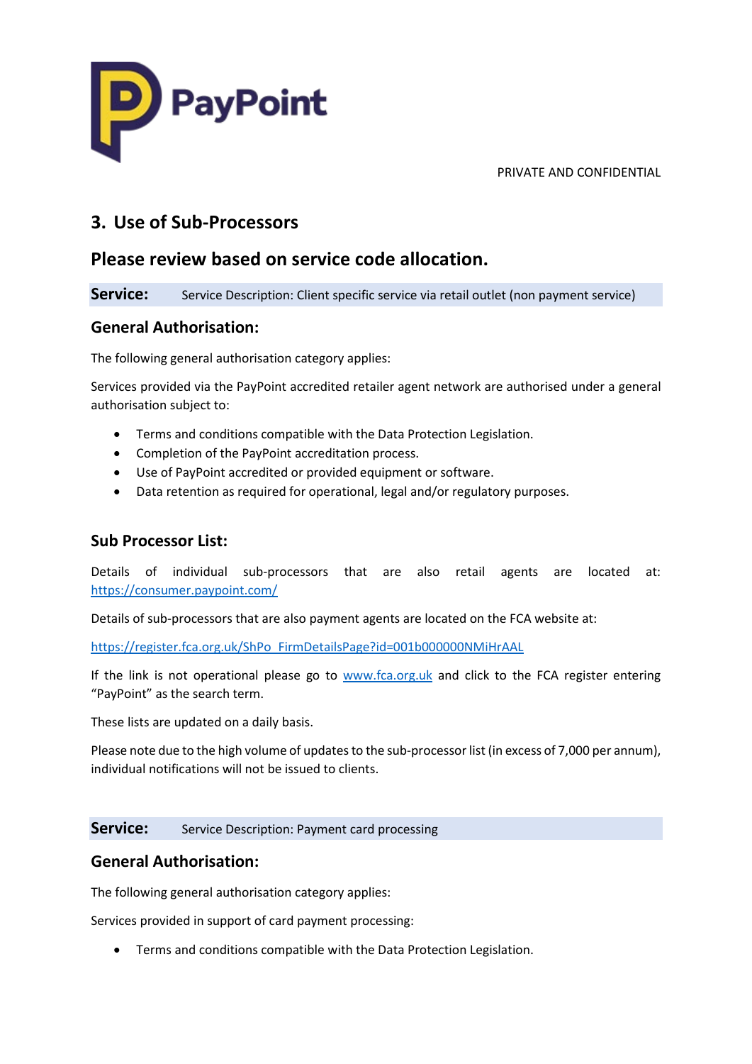PRIVATE AND CONFIDENTIAL

## 3. Use of Sub-Processors

## Please review based on service code allocation.

**Service:** Service Description: Client specific service via retail outlet (non payment service)

### General Authorisation:

The following general authorisation category applies:

Services provided via the PayPoint accredited retailer agent network are authorised under a general authorisation subject to:

- Terms and conditions compatible with the Data Protection Legislation.
- Completion of the PayPoint accreditation process.
- Use of PayPoint accredited or provided equipment or software.
- Data retention as required for operational, legal and/or regulatory purposes.

### Sub Processor List:

Details of individual sub-processors that are also retail agents are located at: https://consumer.paypoint.com/

Details of sub-processors that are also payment agents are located on the FCA website at:

https://register.fca.org.uk/ShPo_FirmDetailsPage?id=001b000000NMiHrAAL

If the link is not operational please go to www.fca.org.uk and click to the FCA register entering "PayPoint" as the search term.

These lists are updated on a daily basis.

Please note due to the high volume of updates to the sub-processor list (in excess of 7,000 per annum), individual notifications will not be issued to clients.

**Service:** Service Description: Payment card processing

### General Authorisation:

The following general authorisation category applies:

Services provided in support of card payment processing:

- Terms and conditions compatible with the Data Protection Legislation.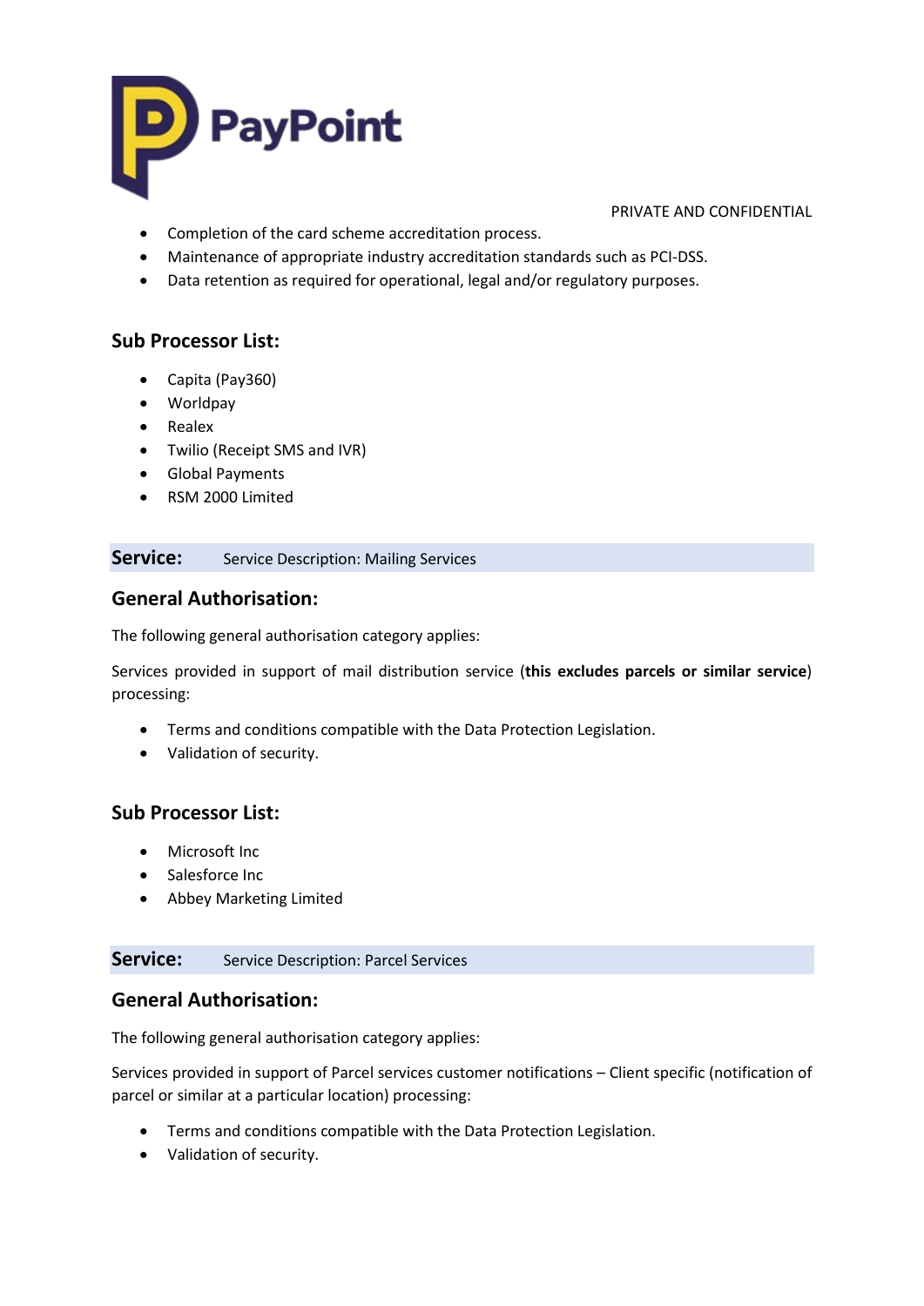- Completion of the card scheme accreditation process.
- Maintenance of appropriate industry accreditation standards such as PCI-DSS.
- Data retention as required for operational, legal and/or regulatory purposes.

## Sub Processor List:

- Capita (Pay360)
- Worldpay
- Realex
- Twilio (Receipt SMS and IVR)
- Global Payments
- RSM 2000 Limited

## Service: Service Description: Mailing Services

## General Authorisation:

The following general authorisation category applies:

Services provided in support of mail distribution service (**this excludes parcels or similar service**) processing:

- Terms and conditions compatible with the Data Protection Legislation.
- Validation of security.

## Sub Processor List:

- Microsoft Inc
- Salesforce Inc
- Abbey Marketing Limited

## Service: Service Description: Parcel Services

## General Authorisation:

The following general authorisation category applies:

Services provided in support of Parcel services customer notifications – Client specific (notification of parcel or similar at a particular location) processing:

- Terms and conditions compatible with the Data Protection Legislation.
- Validation of security.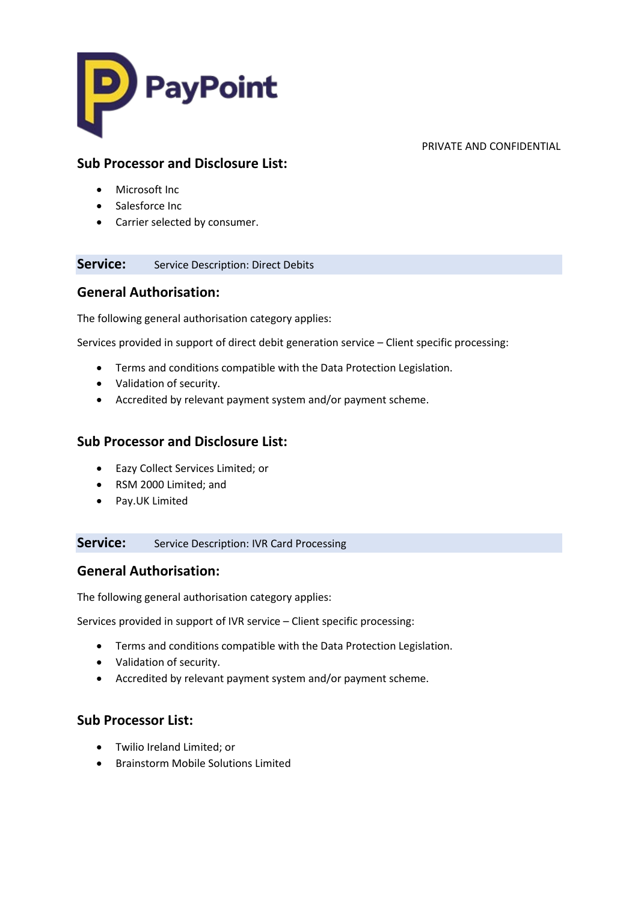PRIVATE AND CONFIDENTIAL

## Sub Processor and Disclosure List:

- Microsoft Inc
- Salesforce Inc
- Carrier selected by consumer.

## Service: Service Description: Direct Debits

## General Authorisation:

The following general authorisation category applies:

Services provided in support of direct debit generation service – Client specific processing:

- Terms and conditions compatible with the Data Protection Legislation.
- Validation of security.
- Accredited by relevant payment system and/or payment scheme.

## Sub Processor and Disclosure List:

- Eazy Collect Services Limited; or
- RSM 2000 Limited; and
- Pay.UK Limited

## Service: Service Description: IVR Card Processing

## General Authorisation:

The following general authorisation category applies:

Services provided in support of IVR service – Client specific processing:

- Terms and conditions compatible with the Data Protection Legislation.
- Validation of security.
- Accredited by relevant payment system and/or payment scheme.

## Sub Processor List:

- Twilio Ireland Limited; or
- Brainstorm Mobile Solutions Limited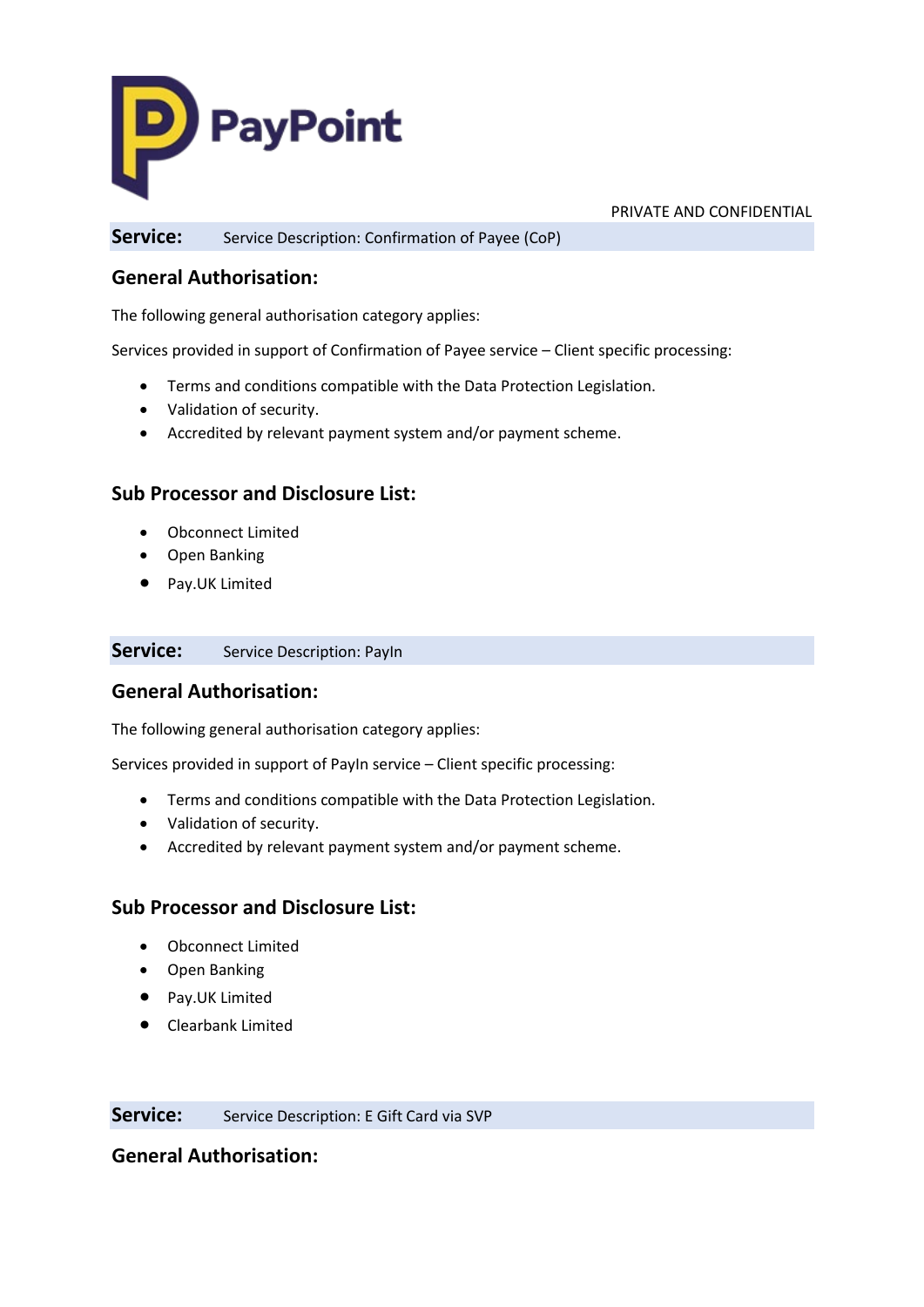PRIVATE AND CONFIDENTIAL

**Service:** Service Description: Confirmation of Payee (CoP)

## General Authorisation:

The following general authorisation category applies:

Services provided in support of Confirmation of Payee service – Client specific processing:

- Terms and conditions compatible with the Data Protection Legislation.
- Validation of security.
- Accredited by relevant payment system and/or payment scheme.

## Sub Processor and Disclosure List:

- Obconnect Limited
- Open Banking
- Pay.UK Limited

**Service:** Service Description: PayIn

## General Authorisation:

The following general authorisation category applies:

Services provided in support of PayIn service – Client specific processing:

- Terms and conditions compatible with the Data Protection Legislation.
- Validation of security.
- Accredited by relevant payment system and/or payment scheme.

## Sub Processor and Disclosure List:

- Obconnect Limited
- Open Banking
- Pay.UK Limited
- Clearbank Limited

**Service:** Service Description: E Gift Card via SVP

## General Authorisation: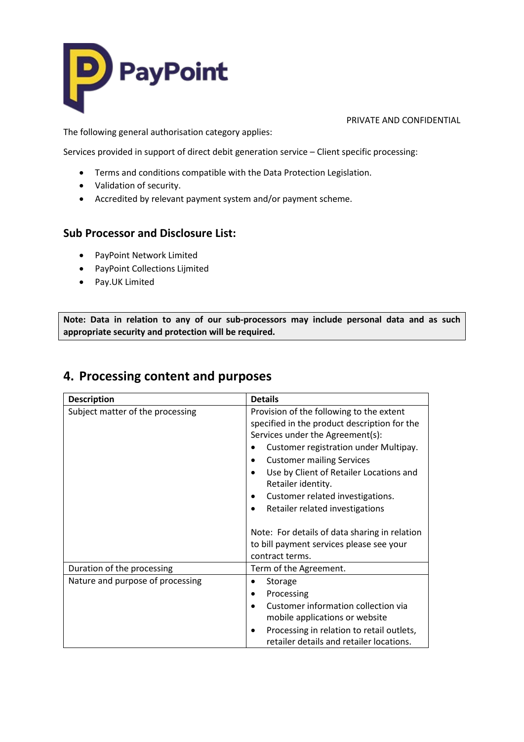PRIVATE AND CONFIDENTIAL

The following general authorisation category applies:

Services provided in support of direct debit generation service – Client specific processing:

- Terms and conditions compatible with the Data Protection Legislation.
- Validation of security.
- Accredited by relevant payment system and/or payment scheme.

### Sub Processor and Disclosure List:

- PayPoint Network Limited
- PayPoint Collections Lijmited
- Pay.UK Limited

**Note: Data in relation to any of our sub-processors may include personal data and as such appropriate security and protection will be required.**

## 4. Processing content and purposes

| Description | Details |
|---|---|
| Subject matter of the processing | Provision of the following to the extent specified in the product description for the Services under the Agreement(s):<br>• Customer registration under Multipay.<br>• Customer mailing Services<br>• Use by Client of Retailer Locations and Retailer identity.<br>• Customer related investigations.<br>• Retailer related investigations<br><br>Note: For details of data sharing in relation to bill payment services please see your contract terms. |
| Duration of the processing | Term of the Agreement. |
| Nature and purpose of processing | • Storage<br>• Processing<br>• Customer information collection via mobile applications or website<br>• Processing in relation to retail outlets, retailer details and retailer locations. |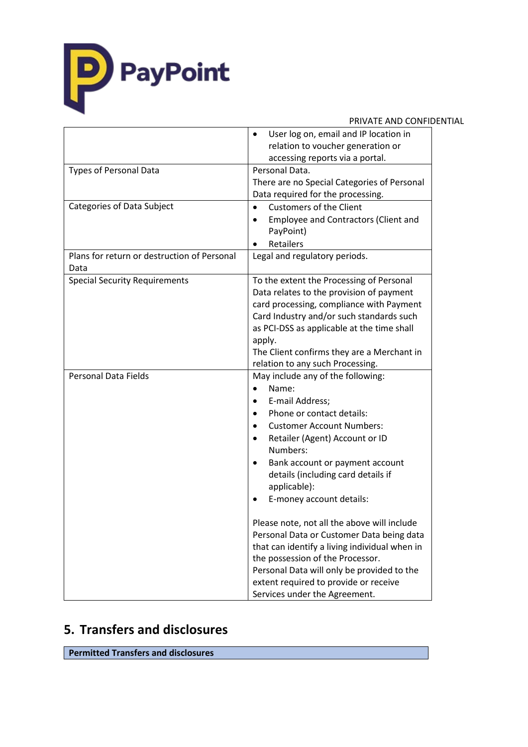PRIVATE AND CONFIDENTIAL

| | |
|---|---|
| | • User log on, email and IP location in relation to voucher generation or accessing reports via a portal. |
| Types of Personal Data | Personal Data.<br>There are no Special Categories of Personal Data required for the processing. |
| Categories of Data Subject | • Customers of the Client<br>• Employee and Contractors (Client and PayPoint)<br>• Retailers |
| Plans for return or destruction of Personal Data | Legal and regulatory periods. |
| Special Security Requirements | To the extent the Processing of Personal Data relates to the provision of payment card processing, compliance with Payment Card Industry and/or such standards such as PCI-DSS as applicable at the time shall apply.<br>The Client confirms they are a Merchant in relation to any such Processing. |
| Personal Data Fields | May include any of the following:<br>• Name:<br>• E-mail Address;<br>• Phone or contact details:<br>• Customer Account Numbers:<br>• Retailer (Agent) Account or ID Numbers:<br>• Bank account or payment account details (including card details if applicable):<br>• E-money account details:<br><br>Please note, not all the above will include Personal Data or Customer Data being data that can identify a living individual when in the possession of the Processor.<br>Personal Data will only be provided to the extent required to provide or receive Services under the Agreement. |

## 5. Transfers and disclosures

| Permitted Transfers and disclosures |
|---|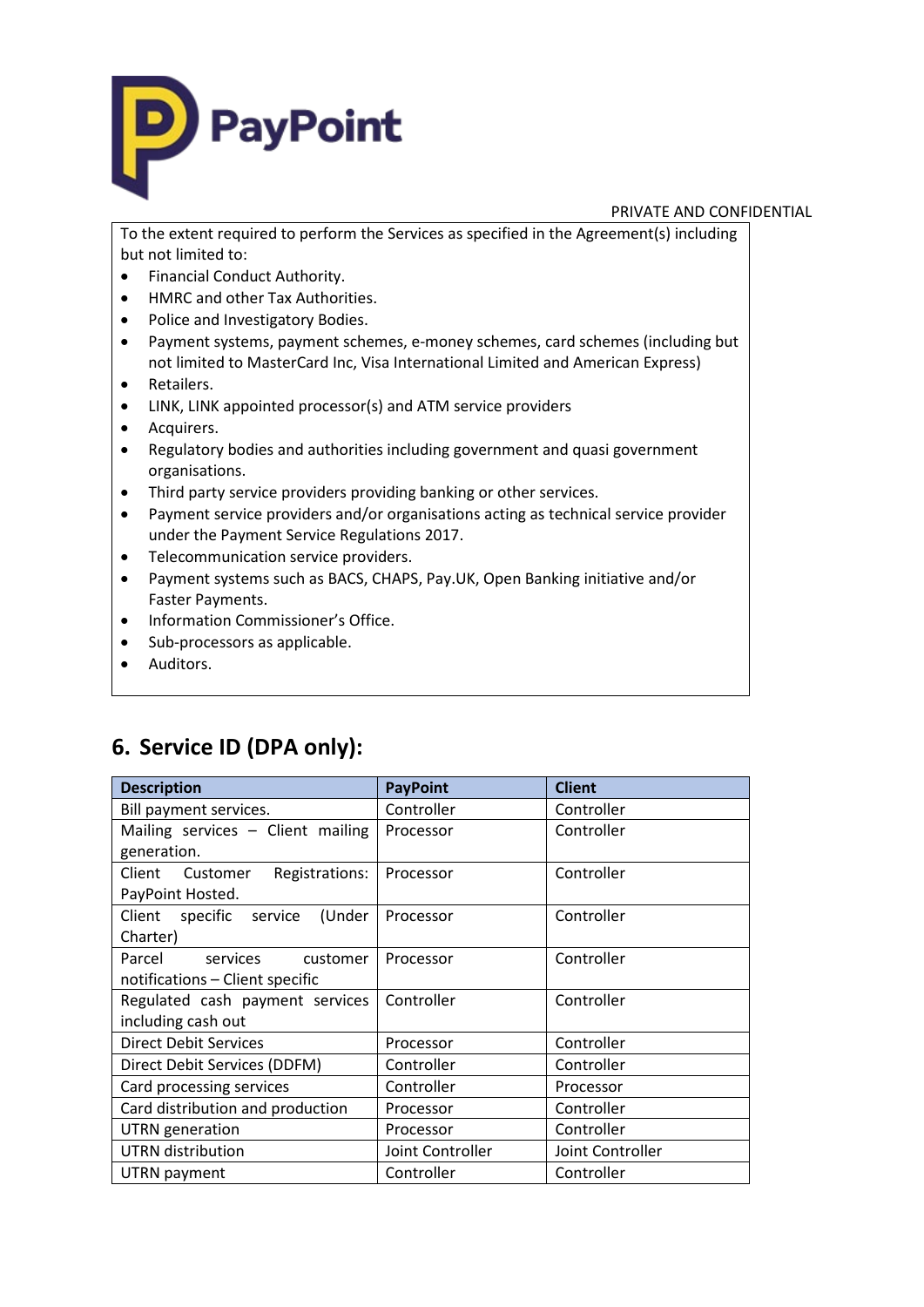To the extent required to perform the Services as specified in the Agreement(s) including but not limited to:

- Financial Conduct Authority.
- HMRC and other Tax Authorities.
- Police and Investigatory Bodies.
- Payment systems, payment schemes, e-money schemes, card schemes (including but not limited to MasterCard Inc, Visa International Limited and American Express)
- Retailers.
- LINK, LINK appointed processor(s) and ATM service providers
- Acquirers.
- Regulatory bodies and authorities including government and quasi government organisations.
- Third party service providers providing banking or other services.
- Payment service providers and/or organisations acting as technical service provider under the Payment Service Regulations 2017.
- Telecommunication service providers.
- Payment systems such as BACS, CHAPS, Pay.UK, Open Banking initiative and/or Faster Payments.
- Information Commissioner's Office.
- Sub-processors as applicable.
- Auditors.

## 6. Service ID (DPA only):

| Description | PayPoint | Client |
|---|---|---|
| Bill payment services. | Controller | Controller |
| Mailing services – Client mailing generation. | Processor | Controller |
| Client Customer Registrations: PayPoint Hosted. | Processor | Controller |
| Client specific service (Under Charter) | Processor | Controller |
| Parcel services customer notifications – Client specific | Processor | Controller |
| Regulated cash payment services including cash out | Controller | Controller |
| Direct Debit Services | Processor | Controller |
| Direct Debit Services (DDFM) | Controller | Controller |
| Card processing services | Controller | Processor |
| Card distribution and production | Processor | Controller |
| UTRN generation | Processor | Controller |
| UTRN distribution | Joint Controller | Joint Controller |
| UTRN payment | Controller | Controller |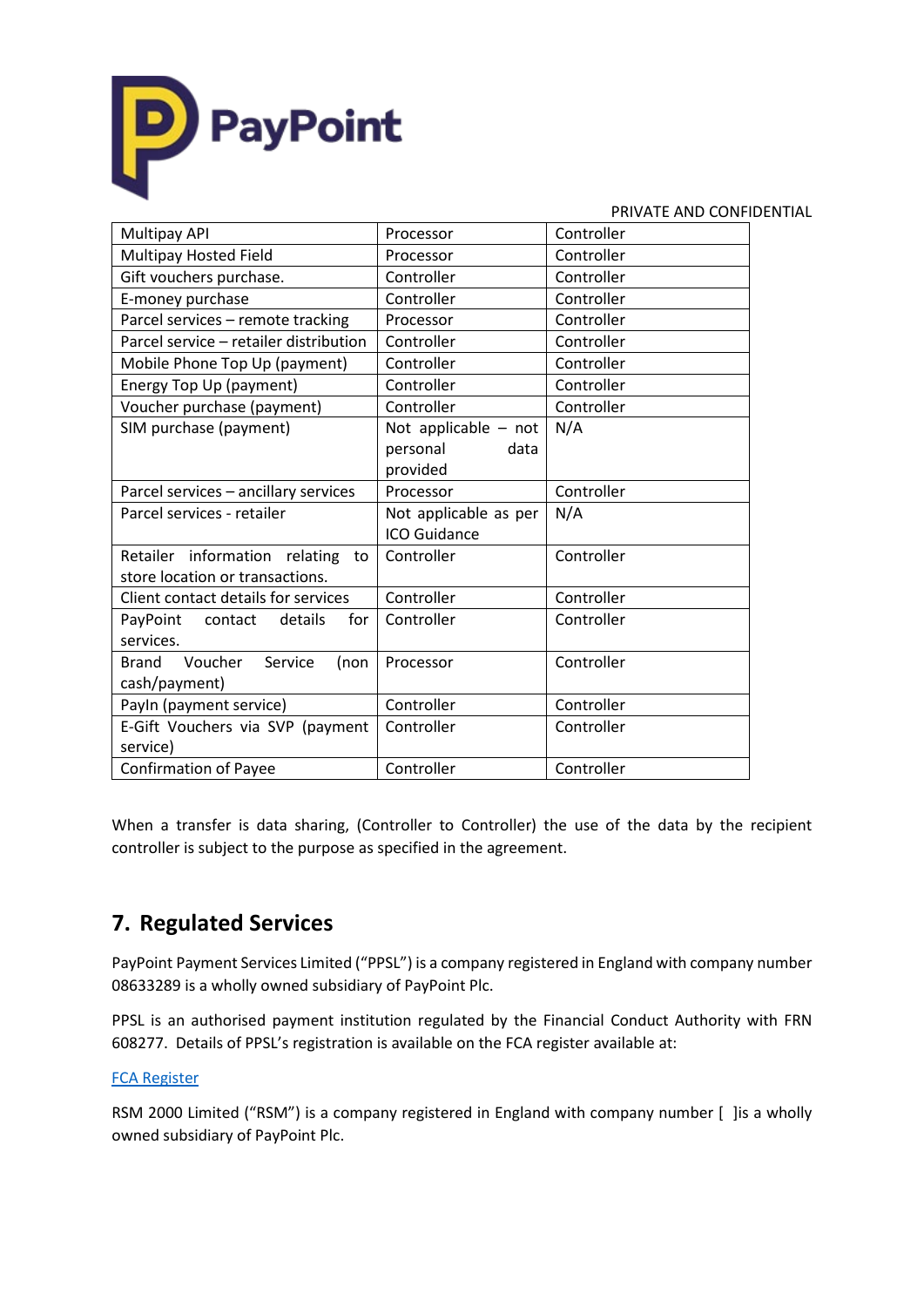PRIVATE AND CONFIDENTIAL

| | | |
|---|---|---|
| Multipay API | Processor | Controller |
| Multipay Hosted Field | Processor | Controller |
| Gift vouchers purchase. | Controller | Controller |
| E-money purchase | Controller | Controller |
| Parcel services – remote tracking | Processor | Controller |
| Parcel service – retailer distribution | Controller | Controller |
| Mobile Phone Top Up (payment) | Controller | Controller |
| Energy Top Up (payment) | Controller | Controller |
| Voucher purchase (payment) | Controller | Controller |
| SIM purchase (payment) | Not applicable – not personal data provided | N/A |
| Parcel services – ancillary services | Processor | Controller |
| Parcel services - retailer | Not applicable as per ICO Guidance | N/A |
| Retailer information relating to store location or transactions. | Controller | Controller |
| Client contact details for services | Controller | Controller |
| PayPoint contact details for services. | Controller | Controller |
| Brand Voucher Service (non cash/payment) | Processor | Controller |
| PayIn (payment service) | Controller | Controller |
| E-Gift Vouchers via SVP (payment service) | Controller | Controller |
| Confirmation of Payee | Controller | Controller |

When a transfer is data sharing, (Controller to Controller) the use of the data by the recipient controller is subject to the purpose as specified in the agreement.

## 7. Regulated Services

PayPoint Payment Services Limited ("PPSL") is a company registered in England with company number 08633289 is a wholly owned subsidiary of PayPoint Plc.

PPSL is an authorised payment institution regulated by the Financial Conduct Authority with FRN 608277. Details of PPSL's registration is available on the FCA register available at:

FCA Register

RSM 2000 Limited ("RSM") is a company registered in England with company number [ ]is a wholly owned subsidiary of PayPoint Plc.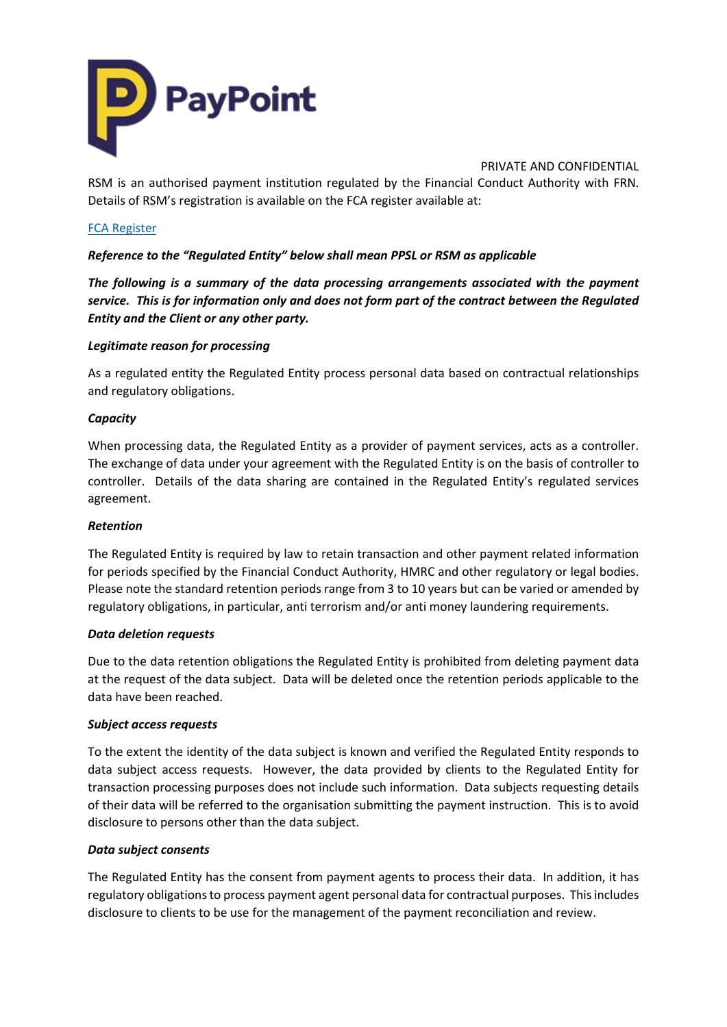PRIVATE AND CONFIDENTIAL

RSM is an authorised payment institution regulated by the Financial Conduct Authority with FRN. Details of RSM's registration is available on the FCA register available at:

[FCA Register]

***Reference to the "Regulated Entity" below shall mean PPSL or RSM as applicable***

***The following is a summary of the data processing arrangements associated with the payment service. This is for information only and does not form part of the contract between the Regulated Entity and the Client or any other party.***

***Legitimate reason for processing***

As a regulated entity the Regulated Entity process personal data based on contractual relationships and regulatory obligations.

***Capacity***

When processing data, the Regulated Entity as a provider of payment services, acts as a controller. The exchange of data under your agreement with the Regulated Entity is on the basis of controller to controller. Details of the data sharing are contained in the Regulated Entity's regulated services agreement.

***Retention***

The Regulated Entity is required by law to retain transaction and other payment related information for periods specified by the Financial Conduct Authority, HMRC and other regulatory or legal bodies. Please note the standard retention periods range from 3 to 10 years but can be varied or amended by regulatory obligations, in particular, anti terrorism and/or anti money laundering requirements.

***Data deletion requests***

Due to the data retention obligations the Regulated Entity is prohibited from deleting payment data at the request of the data subject. Data will be deleted once the retention periods applicable to the data have been reached.

***Subject access requests***

To the extent the identity of the data subject is known and verified the Regulated Entity responds to data subject access requests. However, the data provided by clients to the Regulated Entity for transaction processing purposes does not include such information. Data subjects requesting details of their data will be referred to the organisation submitting the payment instruction. This is to avoid disclosure to persons other than the data subject.

***Data subject consents***

The Regulated Entity has the consent from payment agents to process their data. In addition, it has regulatory obligations to process payment agent personal data for contractual purposes. This includes disclosure to clients to be use for the management of the payment reconciliation and review.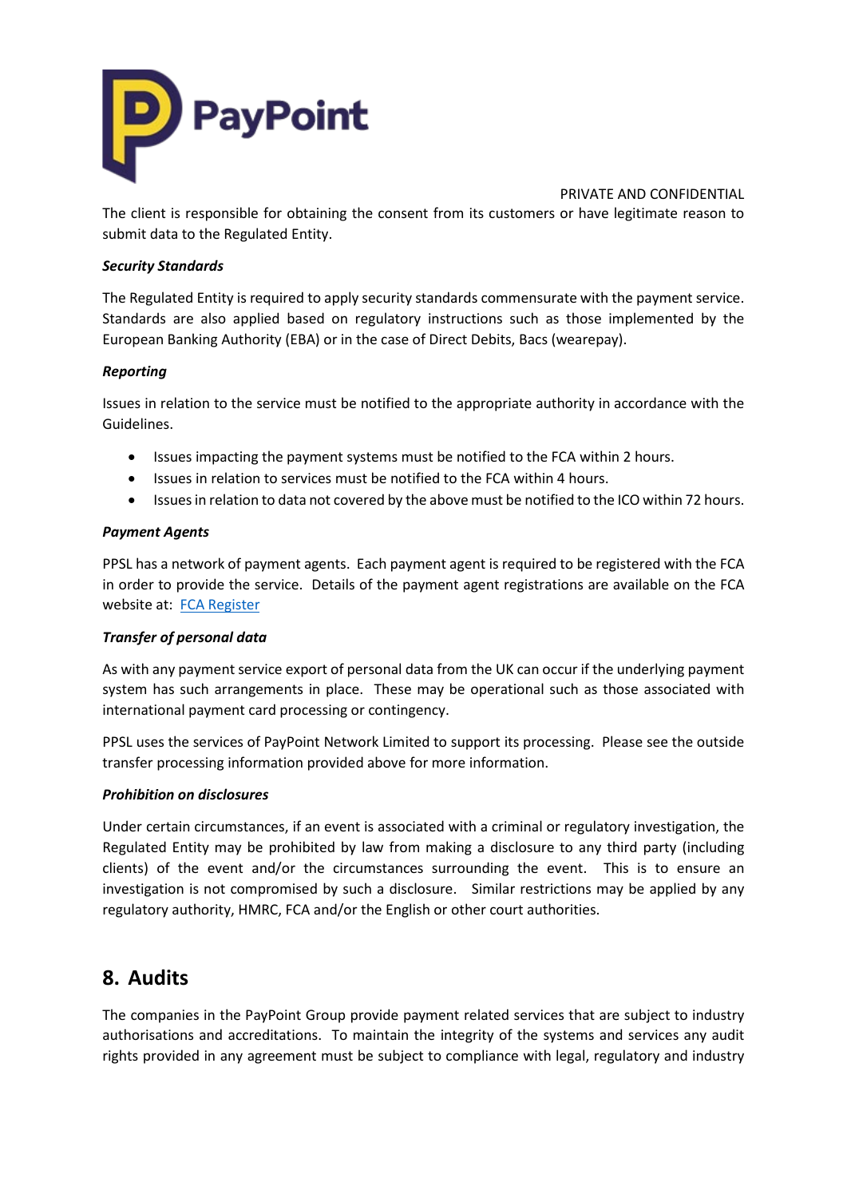The client is responsible for obtaining the consent from its customers or have legitimate reason to submit data to the Regulated Entity.

***Security Standards***

The Regulated Entity is required to apply security standards commensurate with the payment service. Standards are also applied based on regulatory instructions such as those implemented by the European Banking Authority (EBA) or in the case of Direct Debits, Bacs (wearepay).

***Reporting***

Issues in relation to the service must be notified to the appropriate authority in accordance with the Guidelines.

- Issues impacting the payment systems must be notified to the FCA within 2 hours.
- Issues in relation to services must be notified to the FCA within 4 hours.
- Issues in relation to data not covered by the above must be notified to the ICO within 72 hours.

***Payment Agents***

PPSL has a network of payment agents. Each payment agent is required to be registered with the FCA in order to provide the service. Details of the payment agent registrations are available on the FCA website at: FCA Register

***Transfer of personal data***

As with any payment service export of personal data from the UK can occur if the underlying payment system has such arrangements in place. These may be operational such as those associated with international payment card processing or contingency.

PPSL uses the services of PayPoint Network Limited to support its processing. Please see the outside transfer processing information provided above for more information.

***Prohibition on disclosures***

Under certain circumstances, if an event is associated with a criminal or regulatory investigation, the Regulated Entity may be prohibited by law from making a disclosure to any third party (including clients) of the event and/or the circumstances surrounding the event. This is to ensure an investigation is not compromised by such a disclosure. Similar restrictions may be applied by any regulatory authority, HMRC, FCA and/or the English or other court authorities.

## 8. Audits

The companies in the PayPoint Group provide payment related services that are subject to industry authorisations and accreditations. To maintain the integrity of the systems and services any audit rights provided in any agreement must be subject to compliance with legal, regulatory and industry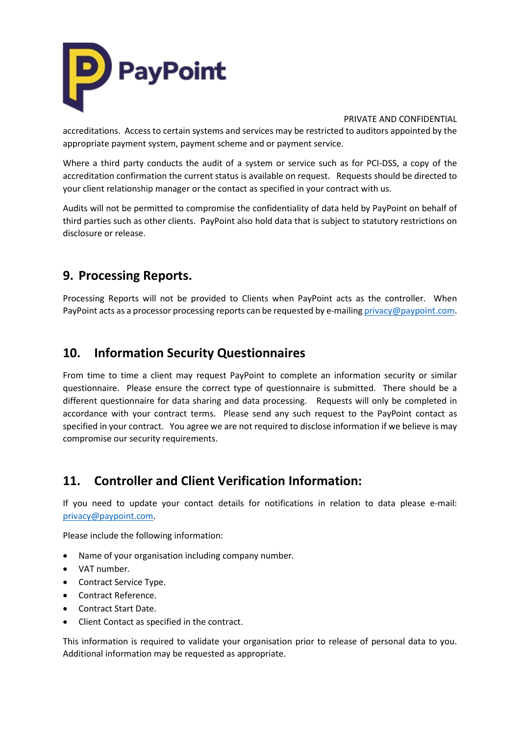accreditations. Access to certain systems and services may be restricted to auditors appointed by the appropriate payment system, payment scheme and or payment service.

Where a third party conducts the audit of a system or service such as for PCI-DSS, a copy of the accreditation confirmation the current status is available on request. Requests should be directed to your client relationship manager or the contact as specified in your contract with us.

Audits will not be permitted to compromise the confidentiality of data held by PayPoint on behalf of third parties such as other clients. PayPoint also hold data that is subject to statutory restrictions on disclosure or release.

## 9. Processing Reports.

Processing Reports will not be provided to Clients when PayPoint acts as the controller. When PayPoint acts as a processor processing reports can be requested by e-mailing privacy@paypoint.com.

## 10. Information Security Questionnaires

From time to time a client may request PayPoint to complete an information security or similar questionnaire. Please ensure the correct type of questionnaire is submitted. There should be a different questionnaire for data sharing and data processing. Requests will only be completed in accordance with your contract terms. Please send any such request to the PayPoint contact as specified in your contract. You agree we are not required to disclose information if we believe is may compromise our security requirements.

## 11. Controller and Client Verification Information:

If you need to update your contact details for notifications in relation to data please e-mail: privacy@paypoint.com.

Please include the following information:

- Name of your organisation including company number.
- VAT number.
- Contract Service Type.
- Contract Reference.
- Contract Start Date.
- Client Contact as specified in the contract.

This information is required to validate your organisation prior to release of personal data to you. Additional information may be requested as appropriate.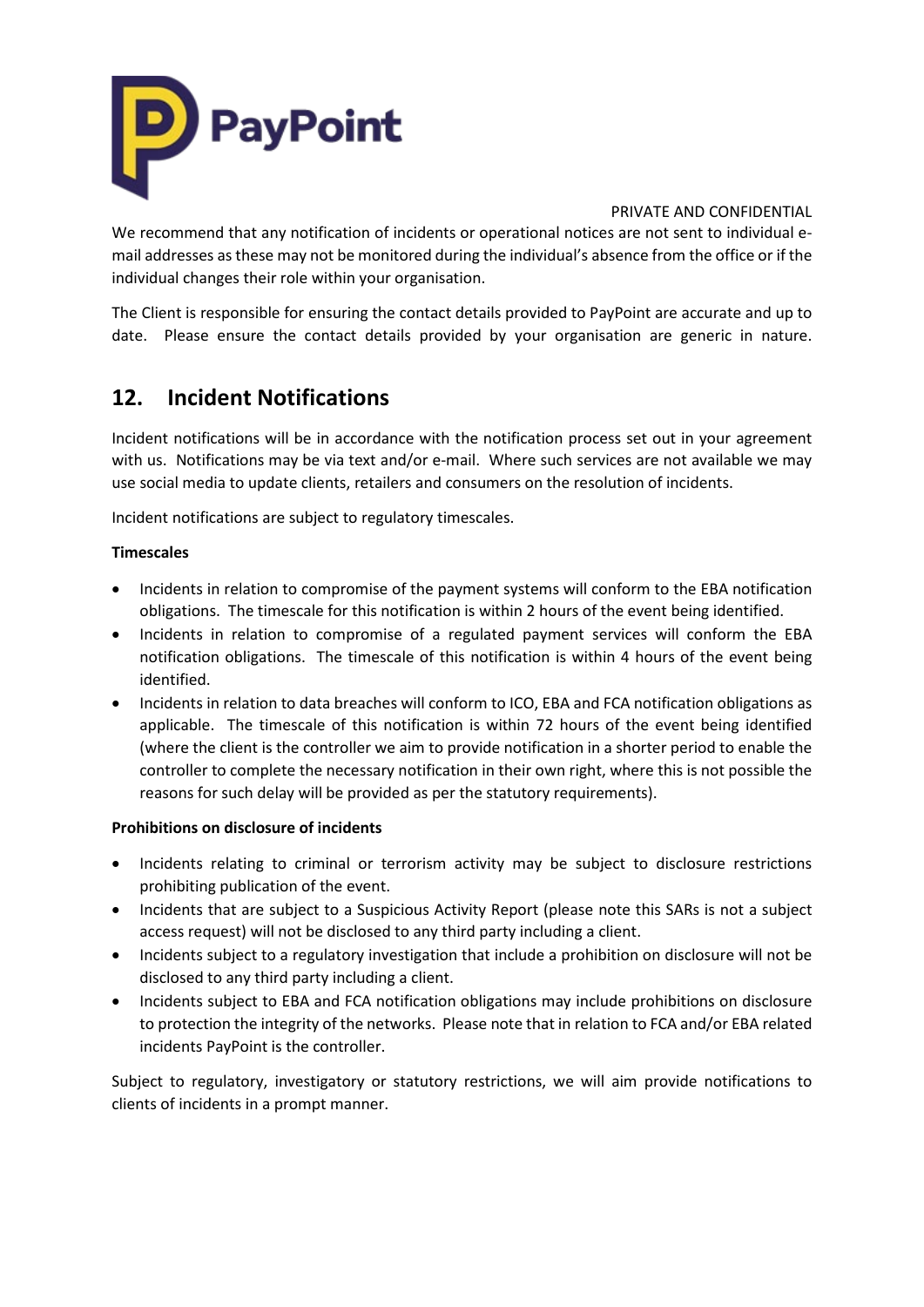PRIVATE AND CONFIDENTIAL

We recommend that any notification of incidents or operational notices are not sent to individual e-mail addresses as these may not be monitored during the individual's absence from the office or if the individual changes their role within your organisation.

The Client is responsible for ensuring the contact details provided to PayPoint are accurate and up to date. Please ensure the contact details provided by your organisation are generic in nature.

## 12. Incident Notifications

Incident notifications will be in accordance with the notification process set out in your agreement with us. Notifications may be via text and/or e-mail. Where such services are not available we may use social media to update clients, retailers and consumers on the resolution of incidents.

Incident notifications are subject to regulatory timescales.

**Timescales**

- Incidents in relation to compromise of the payment systems will conform to the EBA notification obligations. The timescale for this notification is within 2 hours of the event being identified.
- Incidents in relation to compromise of a regulated payment services will conform the EBA notification obligations. The timescale of this notification is within 4 hours of the event being identified.
- Incidents in relation to data breaches will conform to ICO, EBA and FCA notification obligations as applicable. The timescale of this notification is within 72 hours of the event being identified (where the client is the controller we aim to provide notification in a shorter period to enable the controller to complete the necessary notification in their own right, where this is not possible the reasons for such delay will be provided as per the statutory requirements).

**Prohibitions on disclosure of incidents**

- Incidents relating to criminal or terrorism activity may be subject to disclosure restrictions prohibiting publication of the event.
- Incidents that are subject to a Suspicious Activity Report (please note this SARs is not a subject access request) will not be disclosed to any third party including a client.
- Incidents subject to a regulatory investigation that include a prohibition on disclosure will not be disclosed to any third party including a client.
- Incidents subject to EBA and FCA notification obligations may include prohibitions on disclosure to protection the integrity of the networks. Please note that in relation to FCA and/or EBA related incidents PayPoint is the controller.

Subject to regulatory, investigatory or statutory restrictions, we will aim provide notifications to clients of incidents in a prompt manner.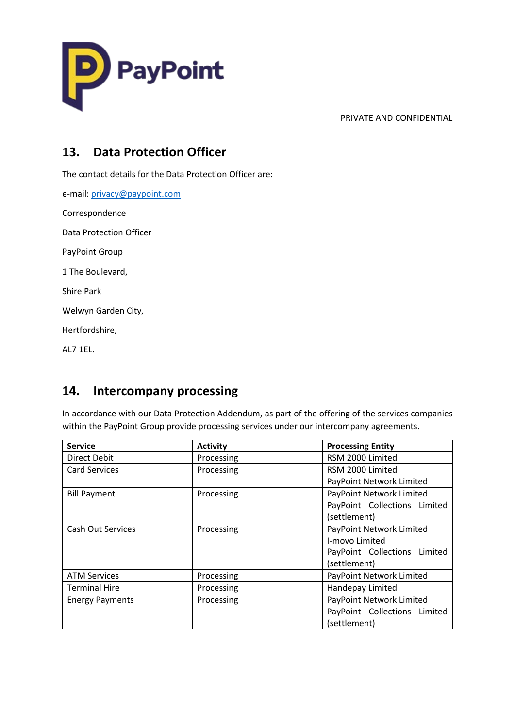PRIVATE AND CONFIDENTIAL

## 13. Data Protection Officer

The contact details for the Data Protection Officer are:

e-mail: privacy@paypoint.com

Correspondence

Data Protection Officer

PayPoint Group

1 The Boulevard,

Shire Park

Welwyn Garden City,

Hertfordshire,

AL7 1EL.

## 14. Intercompany processing

In accordance with our Data Protection Addendum, as part of the offering of the services companies within the PayPoint Group provide processing services under our intercompany agreements.

| Service | Activity | Processing Entity |
|---|---|---|
| Direct Debit | Processing | RSM 2000 Limited |
| Card Services | Processing | RSM 2000 Limited<br>PayPoint Network Limited |
| Bill Payment | Processing | PayPoint Network Limited<br>PayPoint Collections Limited (settlement) |
| Cash Out Services | Processing | PayPoint Network Limited<br>I-movo Limited<br>PayPoint Collections Limited (settlement) |
| ATM Services | Processing | PayPoint Network Limited |
| Terminal Hire | Processing | Handepay Limited |
| Energy Payments | Processing | PayPoint Network Limited<br>PayPoint Collections Limited (settlement) |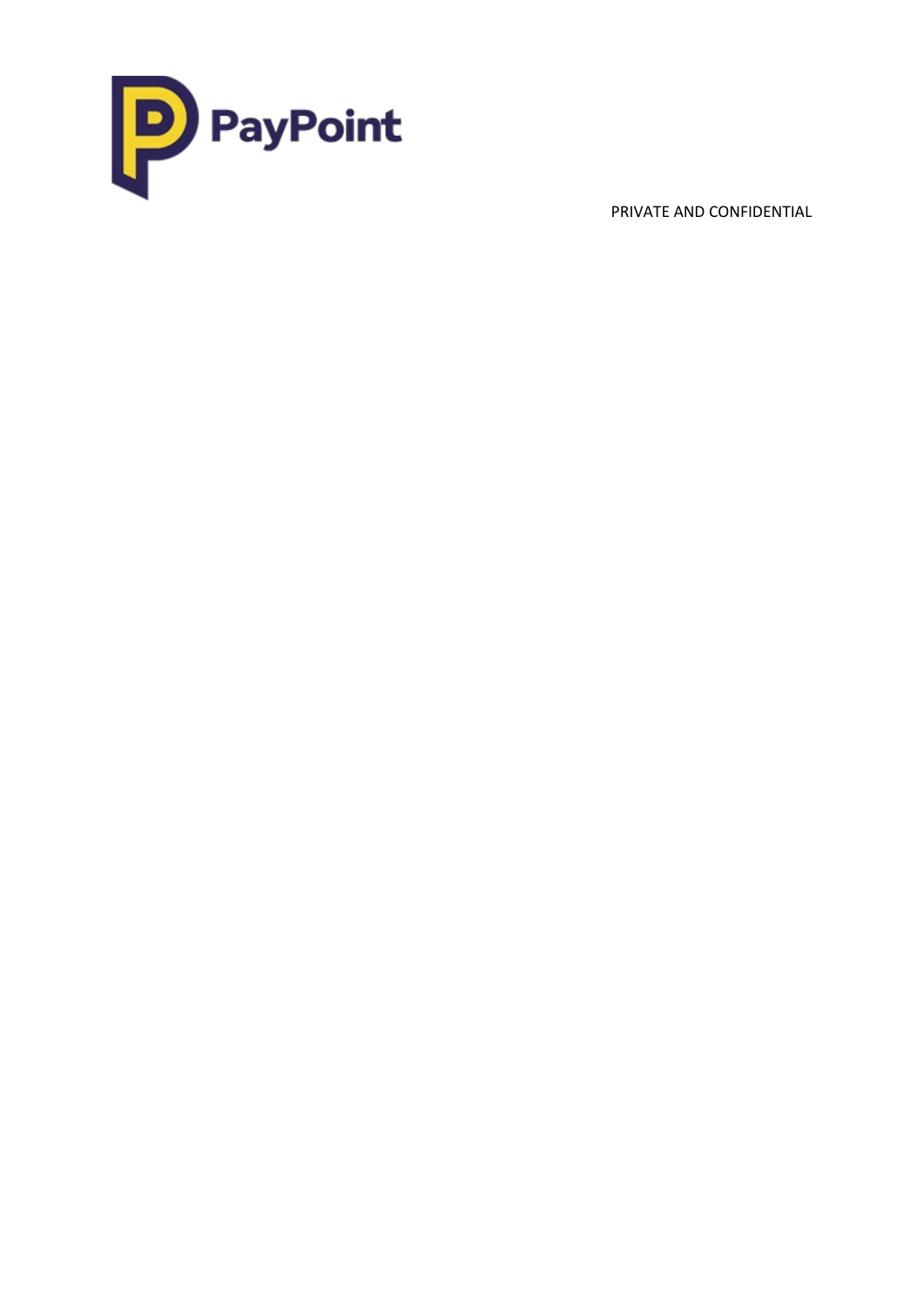PRIVATE AND CONFIDENTIAL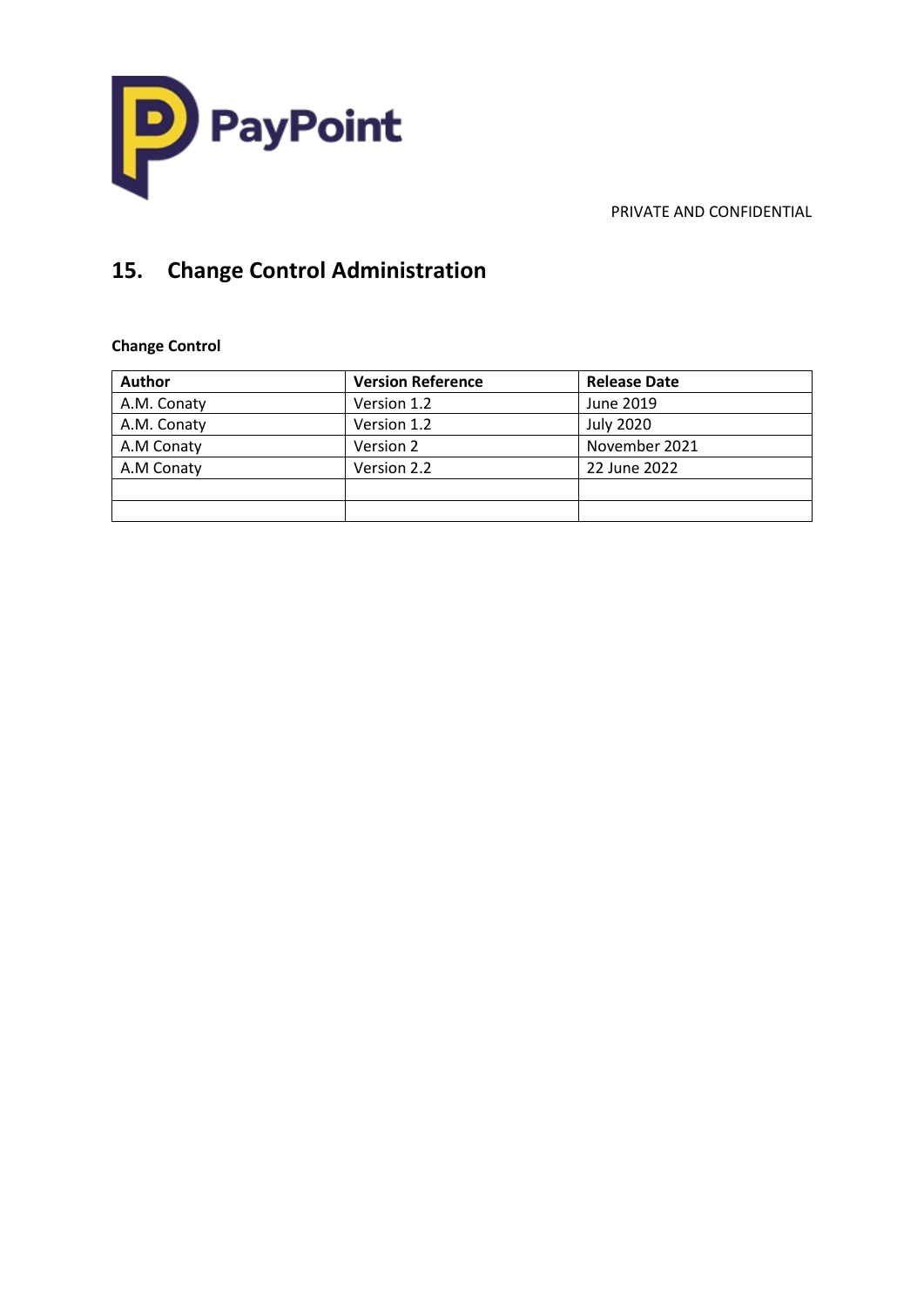PRIVATE AND CONFIDENTIAL

# 15. Change Control Administration

**Change Control**

| Author | Version Reference | Release Date |
|---|---|---|
| A.M. Conaty | Version 1.2 | June 2019 |
| A.M. Conaty | Version 1.2 | July 2020 |
| A.M Conaty | Version 2 | November 2021 |
| A.M Conaty | Version 2.2 | 22 June 2022 |
| | | |
| | | |